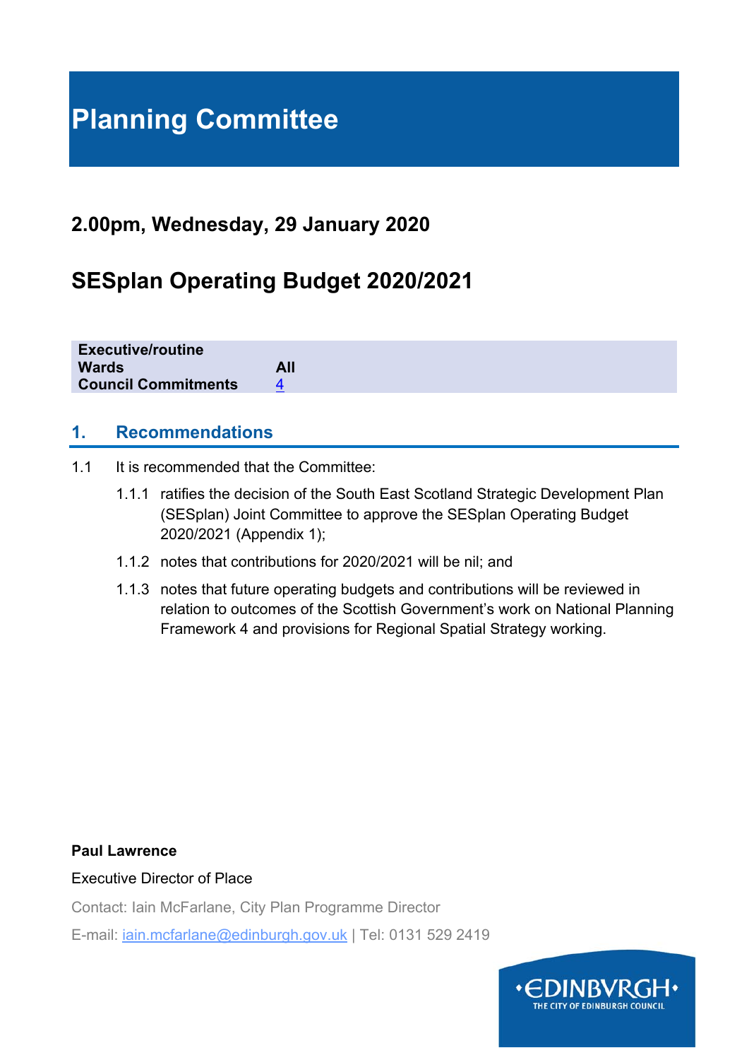# Planning Committee

## 2.00pm, Wednesday, 29 January 2020

## SESplan Operating Budget 2020/2021

| | |
|---|---|
| **Executive/routine** | |
| **Wards** | **All** |
| **Council Commitments** | 4 |

## 1. Recommendations

1.1 It is recommended that the Committee:

1.1.1 ratifies the decision of the South East Scotland Strategic Development Plan (SESplan) Joint Committee to approve the SESplan Operating Budget 2020/2021 (Appendix 1);

1.1.2 notes that contributions for 2020/2021 will be nil; and

1.1.3 notes that future operating budgets and contributions will be reviewed in relation to outcomes of the Scottish Government's work on National Planning Framework 4 and provisions for Regional Spatial Strategy working.

**Paul Lawrence**

Executive Director of Place

Contact: Iain McFarlane, City Plan Programme Director

E-mail: iain.mcfarlane@edinburgh.gov.uk | Tel: 0131 529 2419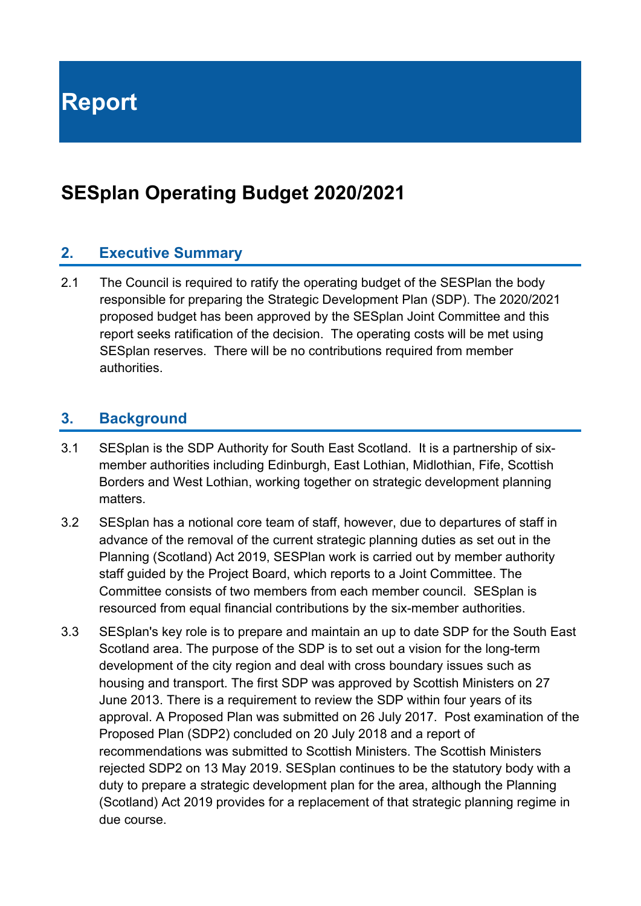# Report

## SESplan Operating Budget 2020/2021

### 2. Executive Summary

2.1 The Council is required to ratify the operating budget of the SESPlan the body responsible for preparing the Strategic Development Plan (SDP). The 2020/2021 proposed budget has been approved by the SESplan Joint Committee and this report seeks ratification of the decision. The operating costs will be met using SESplan reserves. There will be no contributions required from member authorities.

### 3. Background

3.1 SESplan is the SDP Authority for South East Scotland. It is a partnership of six-member authorities including Edinburgh, East Lothian, Midlothian, Fife, Scottish Borders and West Lothian, working together on strategic development planning matters.

3.2 SESplan has a notional core team of staff, however, due to departures of staff in advance of the removal of the current strategic planning duties as set out in the Planning (Scotland) Act 2019, SESPlan work is carried out by member authority staff guided by the Project Board, which reports to a Joint Committee. The Committee consists of two members from each member council. SESplan is resourced from equal financial contributions by the six-member authorities.

3.3 SESplan's key role is to prepare and maintain an up to date SDP for the South East Scotland area. The purpose of the SDP is to set out a vision for the long-term development of the city region and deal with cross boundary issues such as housing and transport. The first SDP was approved by Scottish Ministers on 27 June 2013. There is a requirement to review the SDP within four years of its approval. A Proposed Plan was submitted on 26 July 2017. Post examination of the Proposed Plan (SDP2) concluded on 20 July 2018 and a report of recommendations was submitted to Scottish Ministers. The Scottish Ministers rejected SDP2 on 13 May 2019. SESplan continues to be the statutory body with a duty to prepare a strategic development plan for the area, although the Planning (Scotland) Act 2019 provides for a replacement of that strategic planning regime in due course.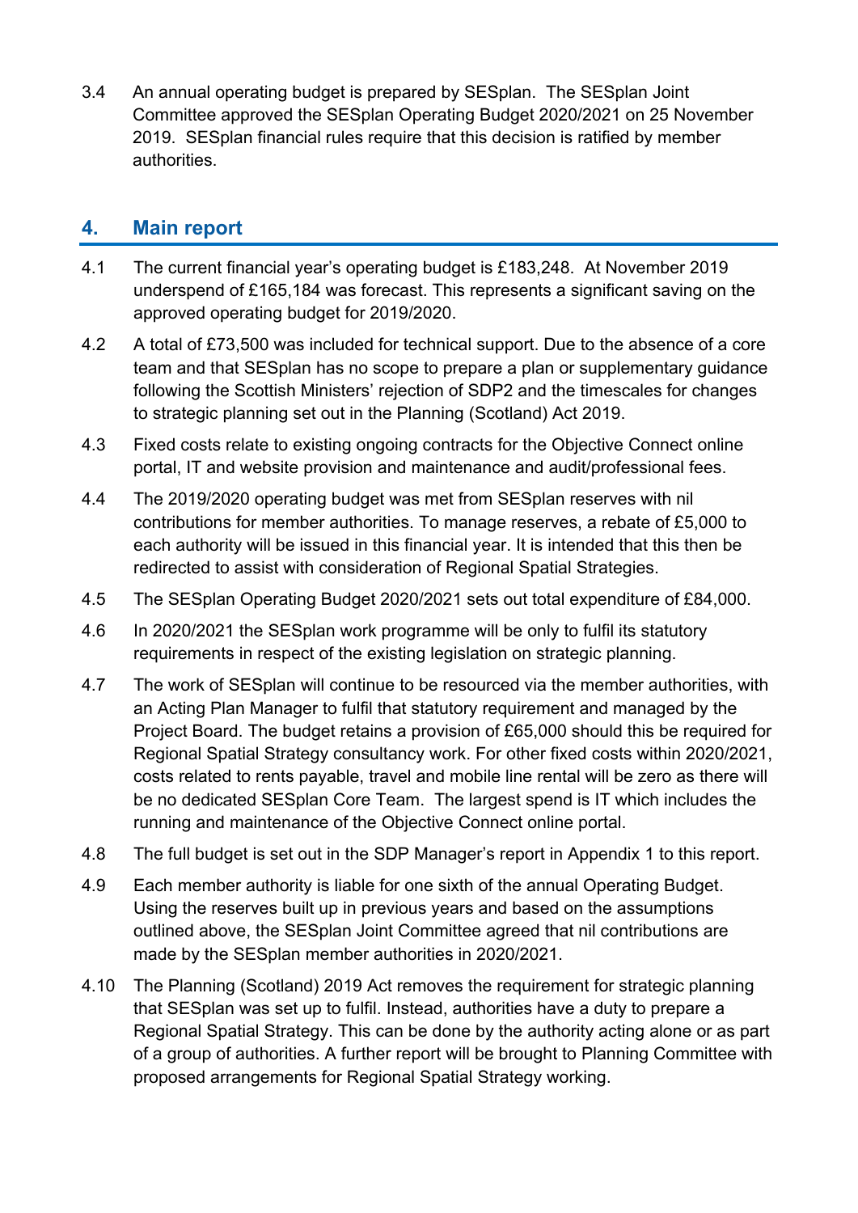3.4 An annual operating budget is prepared by SESplan. The SESplan Joint Committee approved the SESplan Operating Budget 2020/2021 on 25 November 2019. SESplan financial rules require that this decision is ratified by member authorities.

## 4. Main report

4.1 The current financial year's operating budget is £183,248. At November 2019 underspend of £165,184 was forecast. This represents a significant saving on the approved operating budget for 2019/2020.

4.2 A total of £73,500 was included for technical support. Due to the absence of a core team and that SESplan has no scope to prepare a plan or supplementary guidance following the Scottish Ministers' rejection of SDP2 and the timescales for changes to strategic planning set out in the Planning (Scotland) Act 2019.

4.3 Fixed costs relate to existing ongoing contracts for the Objective Connect online portal, IT and website provision and maintenance and audit/professional fees.

4.4 The 2019/2020 operating budget was met from SESplan reserves with nil contributions for member authorities. To manage reserves, a rebate of £5,000 to each authority will be issued in this financial year. It is intended that this then be redirected to assist with consideration of Regional Spatial Strategies.

4.5 The SESplan Operating Budget 2020/2021 sets out total expenditure of £84,000.

4.6 In 2020/2021 the SESplan work programme will be only to fulfil its statutory requirements in respect of the existing legislation on strategic planning.

4.7 The work of SESplan will continue to be resourced via the member authorities, with an Acting Plan Manager to fulfil that statutory requirement and managed by the Project Board. The budget retains a provision of £65,000 should this be required for Regional Spatial Strategy consultancy work. For other fixed costs within 2020/2021, costs related to rents payable, travel and mobile line rental will be zero as there will be no dedicated SESplan Core Team. The largest spend is IT which includes the running and maintenance of the Objective Connect online portal.

4.8 The full budget is set out in the SDP Manager's report in Appendix 1 to this report.

4.9 Each member authority is liable for one sixth of the annual Operating Budget. Using the reserves built up in previous years and based on the assumptions outlined above, the SESplan Joint Committee agreed that nil contributions are made by the SESplan member authorities in 2020/2021.

4.10 The Planning (Scotland) 2019 Act removes the requirement for strategic planning that SESplan was set up to fulfil. Instead, authorities have a duty to prepare a Regional Spatial Strategy. This can be done by the authority acting alone or as part of a group of authorities. A further report will be brought to Planning Committee with proposed arrangements for Regional Spatial Strategy working.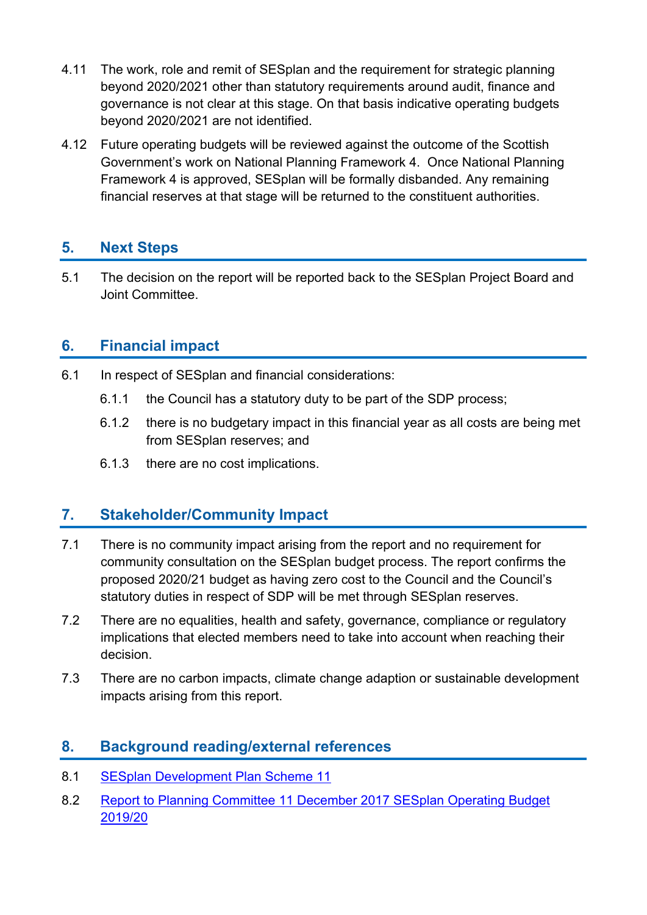4.11 The work, role and remit of SESplan and the requirement for strategic planning beyond 2020/2021 other than statutory requirements around audit, finance and governance is not clear at this stage. On that basis indicative operating budgets beyond 2020/2021 are not identified.

4.12 Future operating budgets will be reviewed against the outcome of the Scottish Government's work on National Planning Framework 4. Once National Planning Framework 4 is approved, SESplan will be formally disbanded. Any remaining financial reserves at that stage will be returned to the constituent authorities.

## 5. Next Steps

5.1 The decision on the report will be reported back to the SESplan Project Board and Joint Committee.

## 6. Financial impact

6.1 In respect of SESplan and financial considerations:

6.1.1 the Council has a statutory duty to be part of the SDP process;

6.1.2 there is no budgetary impact in this financial year as all costs are being met from SESplan reserves; and

6.1.3 there are no cost implications.

## 7. Stakeholder/Community Impact

7.1 There is no community impact arising from the report and no requirement for community consultation on the SESplan budget process. The report confirms the proposed 2020/21 budget as having zero cost to the Council and the Council's statutory duties in respect of SDP will be met through SESplan reserves.

7.2 There are no equalities, health and safety, governance, compliance or regulatory implications that elected members need to take into account when reaching their decision.

7.3 There are no carbon impacts, climate change adaption or sustainable development impacts arising from this report.

## 8. Background reading/external references

8.1 SESplan Development Plan Scheme 11

8.2 Report to Planning Committee 11 December 2017 SESplan Operating Budget 2019/20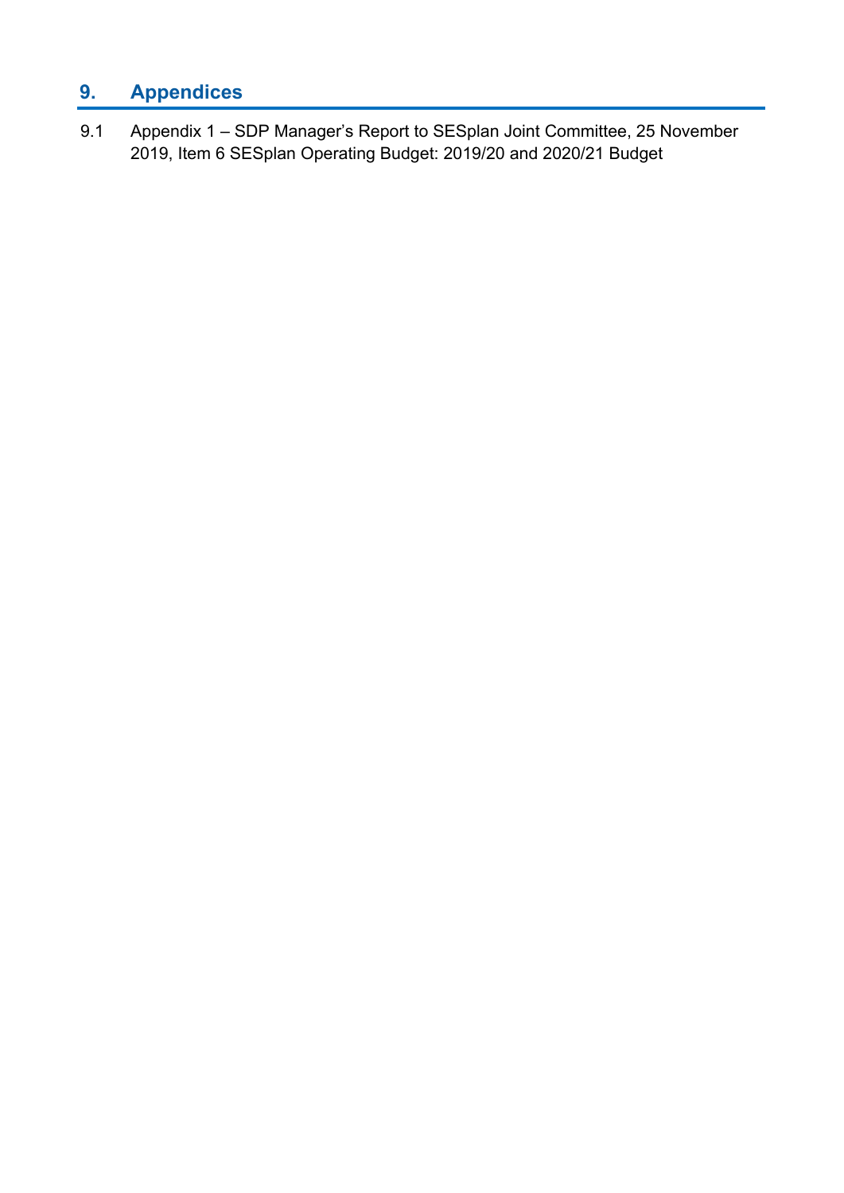## 9. Appendices

9.1 Appendix 1 – SDP Manager's Report to SESplan Joint Committee, 25 November 2019, Item 6 SESplan Operating Budget: 2019/20 and 2020/21 Budget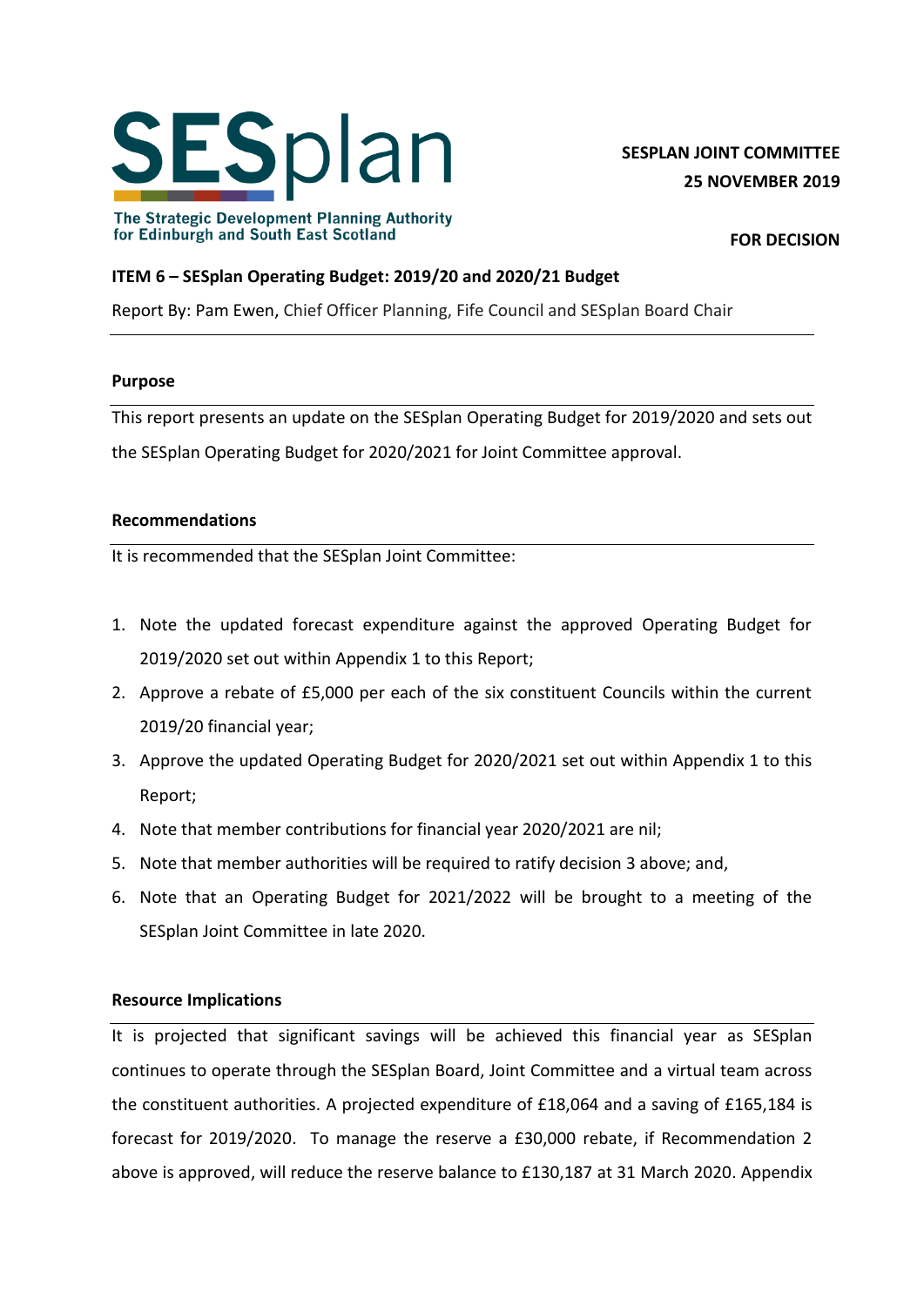**SESPLAN JOINT COMMITTEE**
**25 NOVEMBER 2019**

**FOR DECISION**

**ITEM 6 – SESplan Operating Budget: 2019/20 and 2020/21 Budget**

Report By: Pam Ewen, Chief Officer Planning, Fife Council and SESplan Board Chair

**Purpose**

This report presents an update on the SESplan Operating Budget for 2019/2020 and sets out the SESplan Operating Budget for 2020/2021 for Joint Committee approval.

**Recommendations**

It is recommended that the SESplan Joint Committee:

1. Note the updated forecast expenditure against the approved Operating Budget for 2019/2020 set out within Appendix 1 to this Report;
2. Approve a rebate of £5,000 per each of the six constituent Councils within the current 2019/20 financial year;
3. Approve the updated Operating Budget for 2020/2021 set out within Appendix 1 to this Report;
4. Note that member contributions for financial year 2020/2021 are nil;
5. Note that member authorities will be required to ratify decision 3 above; and,
6. Note that an Operating Budget for 2021/2022 will be brought to a meeting of the SESplan Joint Committee in late 2020.

**Resource Implications**

It is projected that significant savings will be achieved this financial year as SESplan continues to operate through the SESplan Board, Joint Committee and a virtual team across the constituent authorities. A projected expenditure of £18,064 and a saving of £165,184 is forecast for 2019/2020. To manage the reserve a £30,000 rebate, if Recommendation 2 above is approved, will reduce the reserve balance to £130,187 at 31 March 2020. Appendix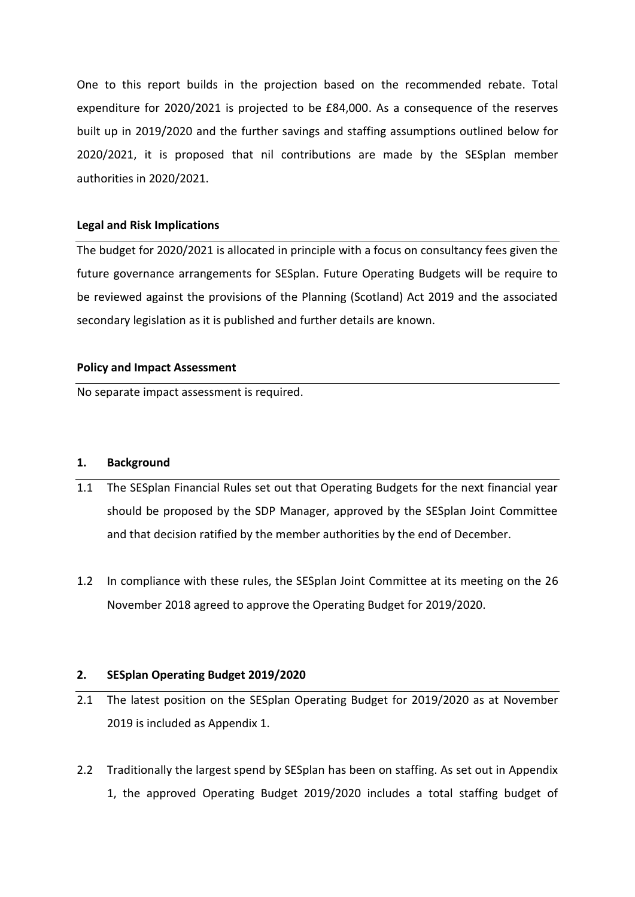One to this report builds in the projection based on the recommended rebate. Total expenditure for 2020/2021 is projected to be £84,000. As a consequence of the reserves built up in 2019/2020 and the further savings and staffing assumptions outlined below for 2020/2021, it is proposed that nil contributions are made by the SESplan member authorities in 2020/2021.

**Legal and Risk Implications**

The budget for 2020/2021 is allocated in principle with a focus on consultancy fees given the future governance arrangements for SESplan. Future Operating Budgets will be require to be reviewed against the provisions of the Planning (Scotland) Act 2019 and the associated secondary legislation as it is published and further details are known.

**Policy and Impact Assessment**

No separate impact assessment is required.

## 1. Background

1.1 The SESplan Financial Rules set out that Operating Budgets for the next financial year should be proposed by the SDP Manager, approved by the SESplan Joint Committee and that decision ratified by the member authorities by the end of December.

1.2 In compliance with these rules, the SESplan Joint Committee at its meeting on the 26 November 2018 agreed to approve the Operating Budget for 2019/2020.

## 2. SESplan Operating Budget 2019/2020

2.1 The latest position on the SESplan Operating Budget for 2019/2020 as at November 2019 is included as Appendix 1.

2.2 Traditionally the largest spend by SESplan has been on staffing. As set out in Appendix 1, the approved Operating Budget 2019/2020 includes a total staffing budget of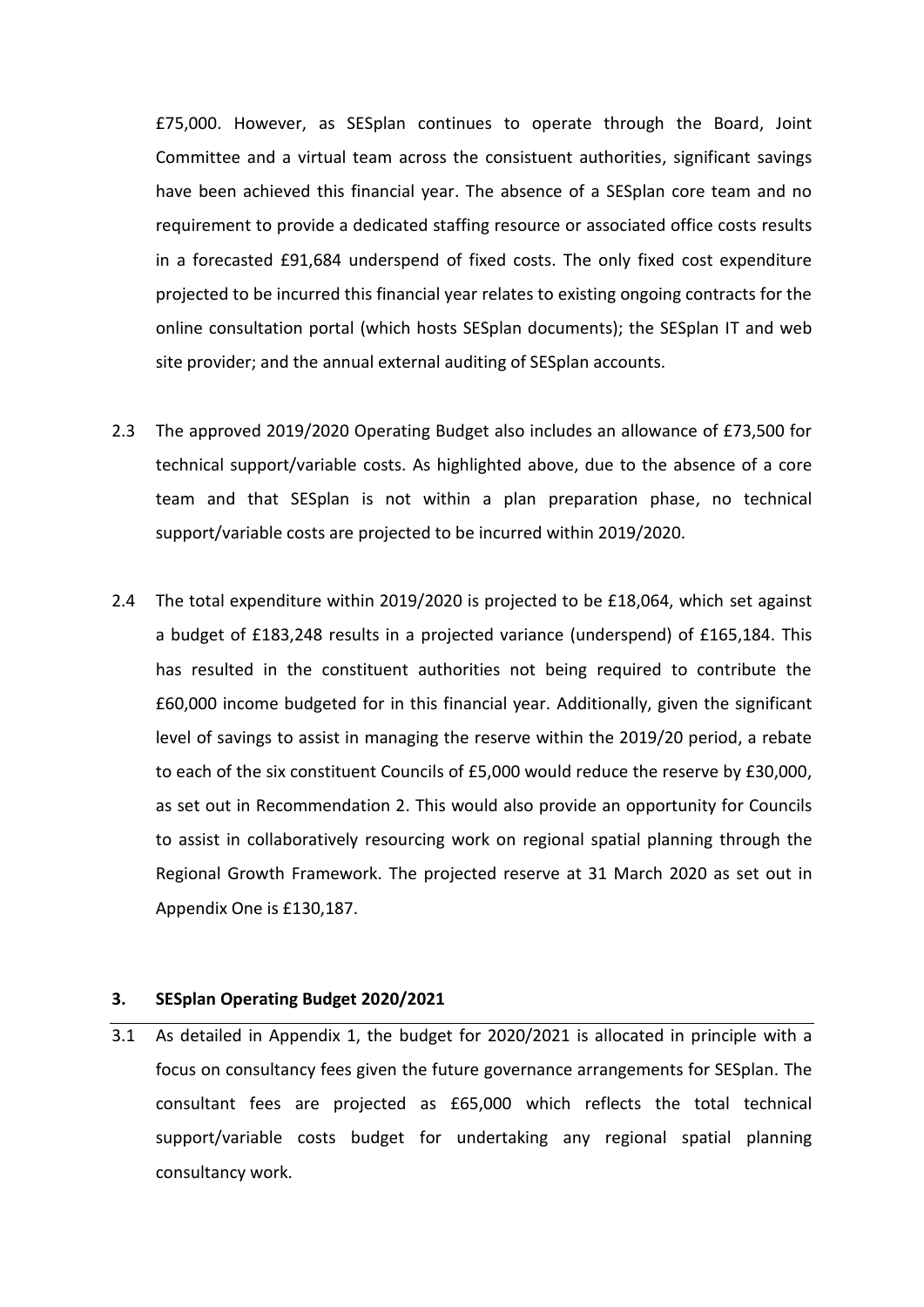£75,000. However, as SESplan continues to operate through the Board, Joint Committee and a virtual team across the consistuent authorities, significant savings have been achieved this financial year. The absence of a SESplan core team and no requirement to provide a dedicated staffing resource or associated office costs results in a forecasted £91,684 underspend of fixed costs. The only fixed cost expenditure projected to be incurred this financial year relates to existing ongoing contracts for the online consultation portal (which hosts SESplan documents); the SESplan IT and web site provider; and the annual external auditing of SESplan accounts.

2.3 The approved 2019/2020 Operating Budget also includes an allowance of £73,500 for technical support/variable costs. As highlighted above, due to the absence of a core team and that SESplan is not within a plan preparation phase, no technical support/variable costs are projected to be incurred within 2019/2020.

2.4 The total expenditure within 2019/2020 is projected to be £18,064, which set against a budget of £183,248 results in a projected variance (underspend) of £165,184. This has resulted in the constituent authorities not being required to contribute the £60,000 income budgeted for in this financial year. Additionally, given the significant level of savings to assist in managing the reserve within the 2019/20 period, a rebate to each of the six constituent Councils of £5,000 would reduce the reserve by £30,000, as set out in Recommendation 2. This would also provide an opportunity for Councils to assist in collaboratively resourcing work on regional spatial planning through the Regional Growth Framework. The projected reserve at 31 March 2020 as set out in Appendix One is £130,187.

## 3. SESplan Operating Budget 2020/2021

3.1 As detailed in Appendix 1, the budget for 2020/2021 is allocated in principle with a focus on consultancy fees given the future governance arrangements for SESplan. The consultant fees are projected as £65,000 which reflects the total technical support/variable costs budget for undertaking any regional spatial planning consultancy work.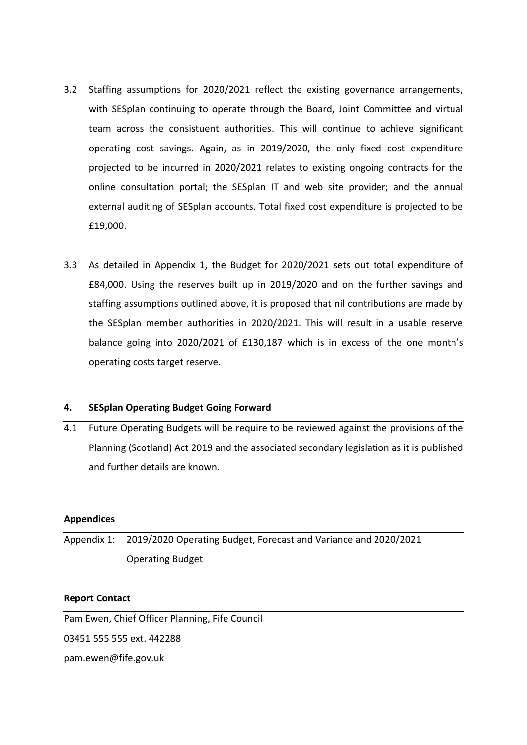3.2 Staffing assumptions for 2020/2021 reflect the existing governance arrangements, with SESplan continuing to operate through the Board, Joint Committee and virtual team across the consistuent authorities. This will continue to achieve significant operating cost savings. Again, as in 2019/2020, the only fixed cost expenditure projected to be incurred in 2020/2021 relates to existing ongoing contracts for the online consultation portal; the SESplan IT and web site provider; and the annual external auditing of SESplan accounts. Total fixed cost expenditure is projected to be £19,000.

3.3 As detailed in Appendix 1, the Budget for 2020/2021 sets out total expenditure of £84,000. Using the reserves built up in 2019/2020 and on the further savings and staffing assumptions outlined above, it is proposed that nil contributions are made by the SESplan member authorities in 2020/2021. This will result in a usable reserve balance going into 2020/2021 of £130,187 which is in excess of the one month's operating costs target reserve.

## 4. SESplan Operating Budget Going Forward

4.1 Future Operating Budgets will be require to be reviewed against the provisions of the Planning (Scotland) Act 2019 and the associated secondary legislation as it is published and further details are known.

### Appendices

Appendix 1: 2019/2020 Operating Budget, Forecast and Variance and 2020/2021 Operating Budget

### Report Contact

Pam Ewen, Chief Officer Planning, Fife Council

03451 555 555 ext. 442288

pam.ewen@fife.gov.uk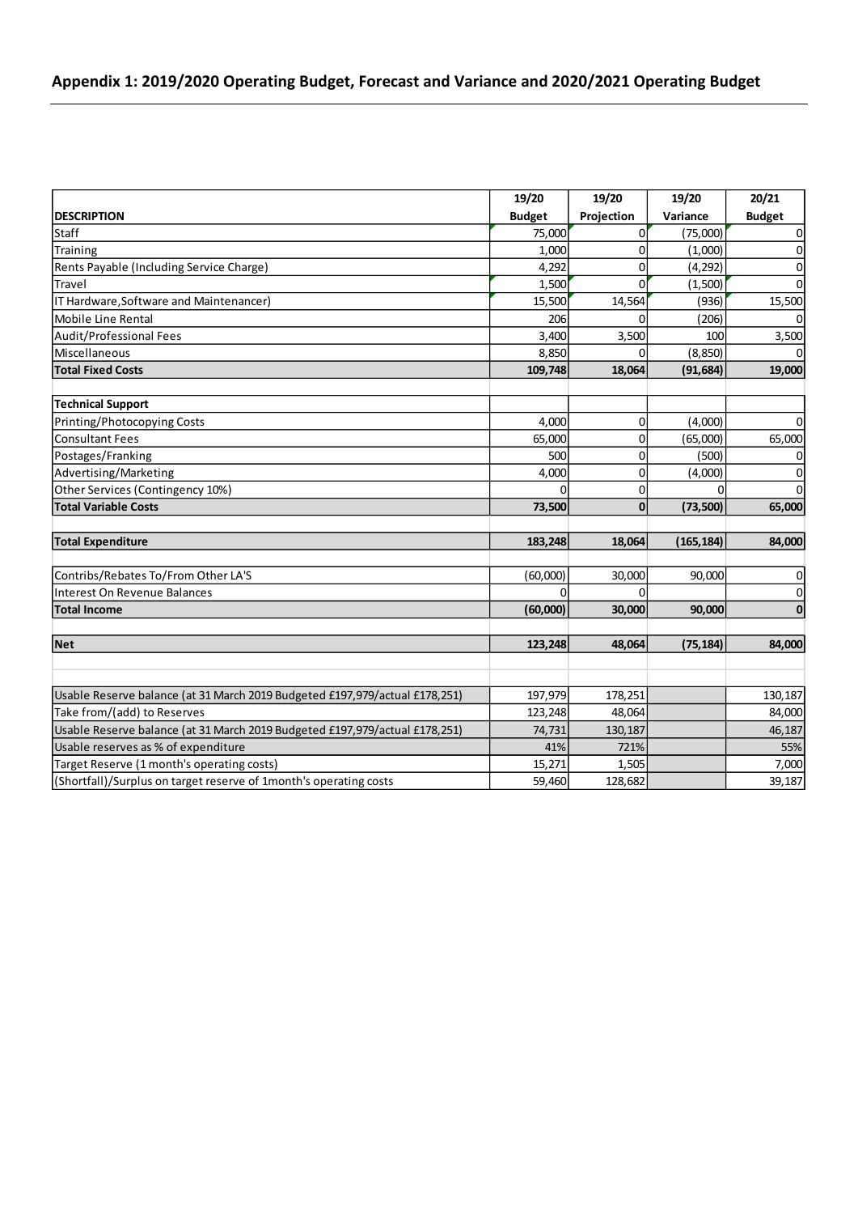## Appendix 1: 2019/2020 Operating Budget, Forecast and Variance and 2020/2021 Operating Budget

| DESCRIPTION | 19/20 Budget | 19/20 Projection | 19/20 Variance | 20/21 Budget |
|---|---|---|---|---|
| Staff | 75,000 | 0 | (75,000) | 0 |
| Training | 1,000 | 0 | (1,000) | 0 |
| Rents Payable (Including Service Charge) | 4,292 | 0 | (4,292) | 0 |
| Travel | 1,500 | 0 | (1,500) | 0 |
| IT Hardware,Software and Maintenancer) | 15,500 | 14,564 | (936) | 15,500 |
| Mobile Line Rental | 206 | 0 | (206) | 0 |
| Audit/Professional Fees | 3,400 | 3,500 | 100 | 3,500 |
| Miscellaneous | 8,850 | 0 | (8,850) | 0 |
| **Total Fixed Costs** | **109,748** | **18,064** | **(91,684)** | **19,000** |
| | | | | |
| **Technical Support** | | | | |
| Printing/Photocopying Costs | 4,000 | 0 | (4,000) | 0 |
| Consultant Fees | 65,000 | 0 | (65,000) | 65,000 |
| Postages/Franking | 500 | 0 | (500) | 0 |
| Advertising/Marketing | 4,000 | 0 | (4,000) | 0 |
| Other Services (Contingency 10%) | 0 | 0 | 0 | 0 |
| **Total Variable Costs** | **73,500** | **0** | **(73,500)** | **65,000** |
| | | | | |
| **Total Expenditure** | **183,248** | **18,064** | **(165,184)** | **84,000** |
| | | | | |
| Contribs/Rebates To/From Other LA'S | (60,000) | 30,000 | 90,000 | 0 |
| Interest On Revenue Balances | 0 | 0 | | 0 |
| **Total Income** | **(60,000)** | **30,000** | **90,000** | **0** |
| | | | | |
| **Net** | **123,248** | **48,064** | **(75,184)** | **84,000** |
| | | | | |
| Usable Reserve balance (at 31 March 2019 Budgeted £197,979/actual £178,251) | 197,979 | 178,251 | | 130,187 |
| Take from/(add) to Reserves | 123,248 | 48,064 | | 84,000 |
| Usable Reserve balance (at 31 March 2019 Budgeted £197,979/actual £178,251) | 74,731 | 130,187 | | 46,187 |
| Usable reserves as % of expenditure | 41% | 721% | | 55% |
| Target Reserve (1 month's operating costs) | 15,271 | 1,505 | | 7,000 |
| (Shortfall)/Surplus on target reserve of 1month's operating costs | 59,460 | 128,682 | | 39,187 |